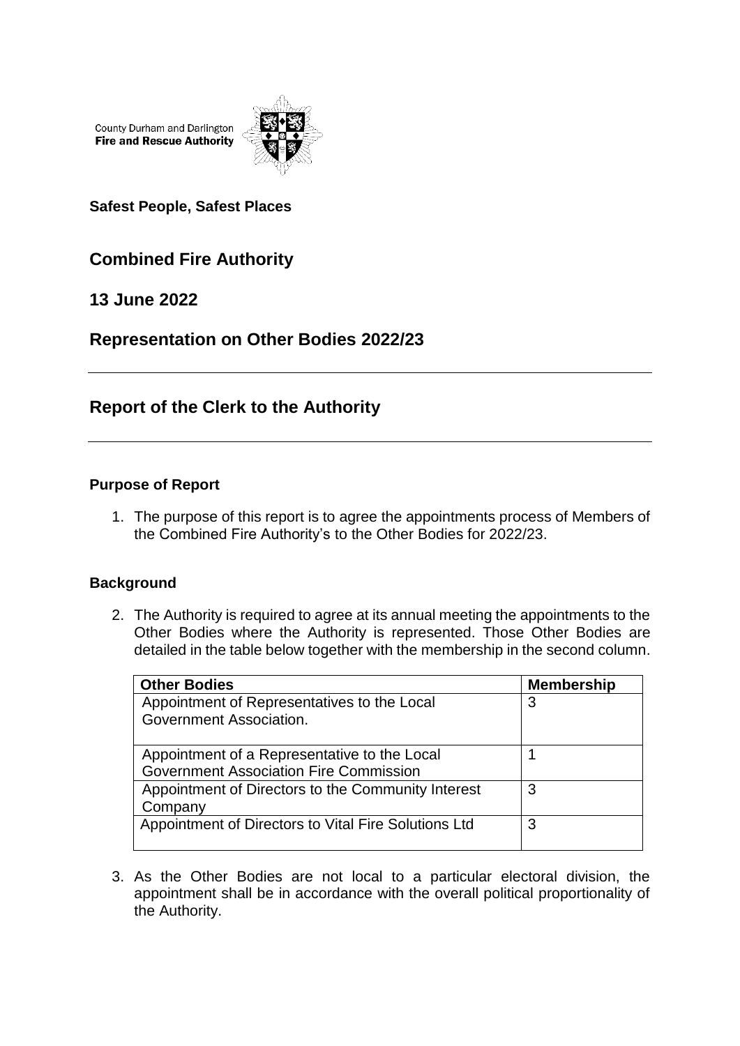County Durham and Darlington
**Fire and Rescue Authority**

**Safest People, Safest Places**

## Combined Fire Authority

## 13 June 2022

## Representation on Other Bodies 2022/23

---

## Report of the Clerk to the Authority

---

### Purpose of Report

1. The purpose of this report is to agree the appointments process of Members of the Combined Fire Authority's to the Other Bodies for 2022/23.

### Background

2. The Authority is required to agree at its annual meeting the appointments to the Other Bodies where the Authority is represented. Those Other Bodies are detailed in the table below together with the membership in the second column.

| Other Bodies | Membership |
| --- | --- |
| Appointment of Representatives to the Local Government Association. | 3 |
| Appointment of a Representative to the Local Government Association Fire Commission | 1 |
| Appointment of Directors to the Community Interest Company | 3 |
| Appointment of Directors to Vital Fire Solutions Ltd | 3 |

3. As the Other Bodies are not local to a particular electoral division, the appointment shall be in accordance with the overall political proportionality of the Authority.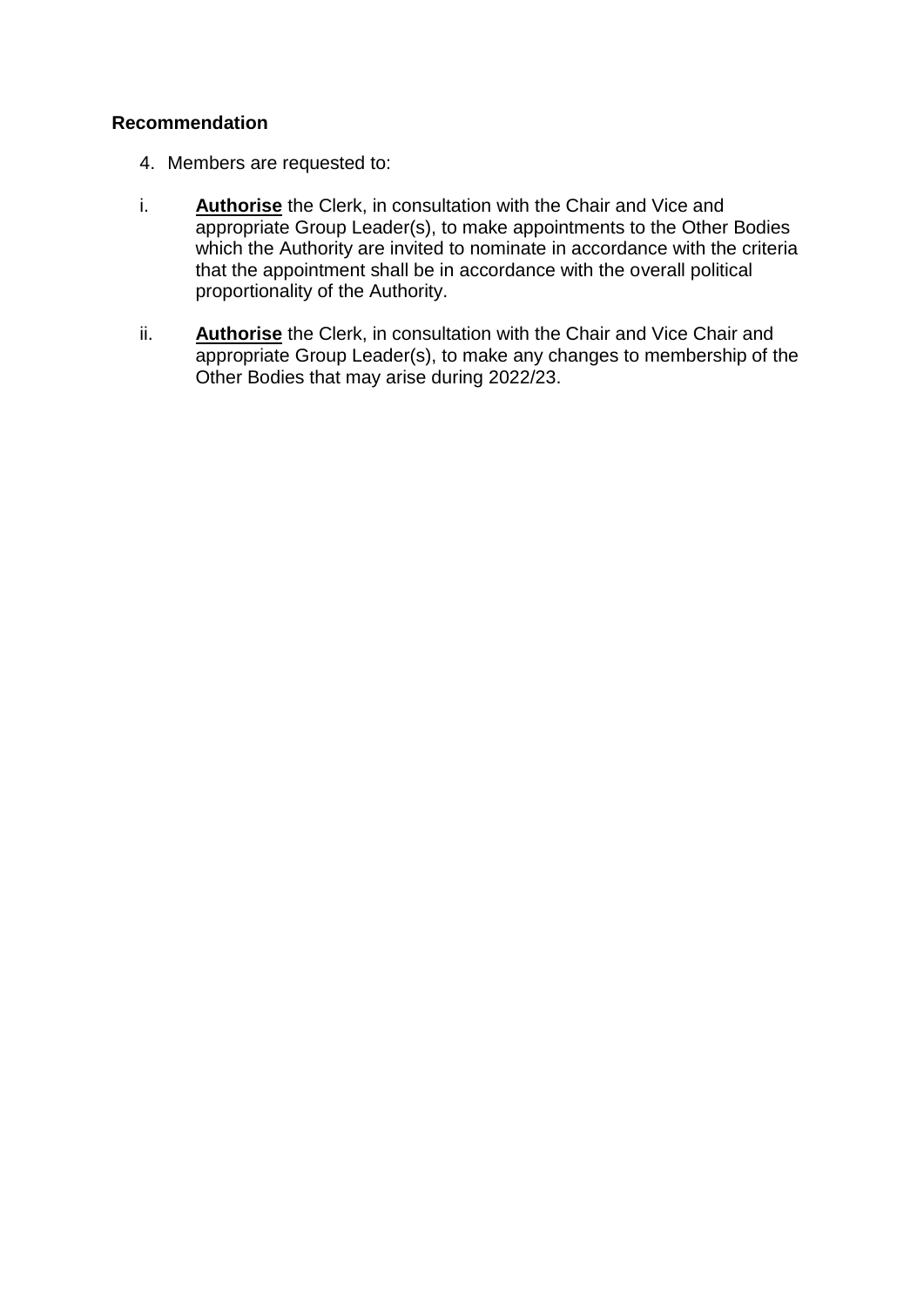**Recommendation**

4. Members are requested to:

i. **Authorise** the Clerk, in consultation with the Chair and Vice and appropriate Group Leader(s), to make appointments to the Other Bodies which the Authority are invited to nominate in accordance with the criteria that the appointment shall be in accordance with the overall political proportionality of the Authority.

ii. **Authorise** the Clerk, in consultation with the Chair and Vice Chair and appropriate Group Leader(s), to make any changes to membership of the Other Bodies that may arise during 2022/23.